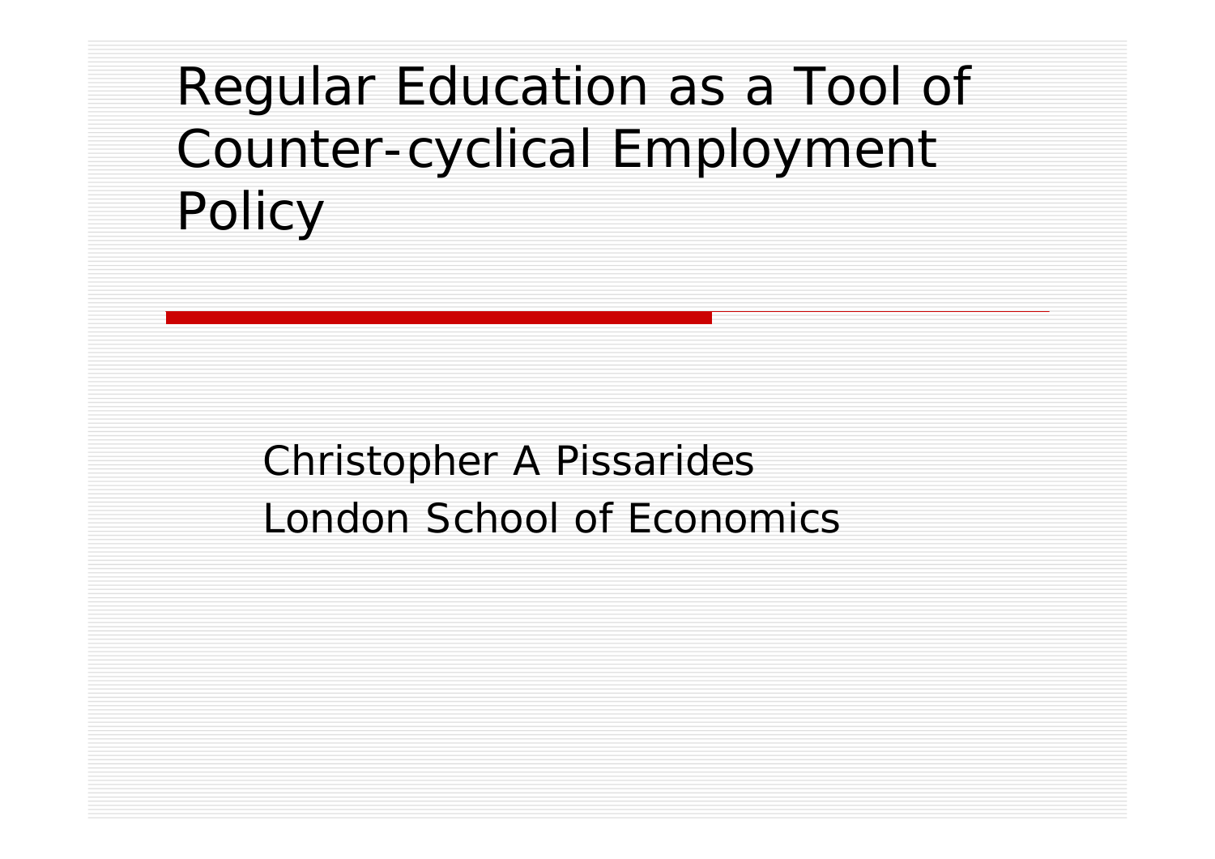# Regular Education as a Tool of Counter-cyclical Employment Policy

Christopher A Pissarides
London School of Economics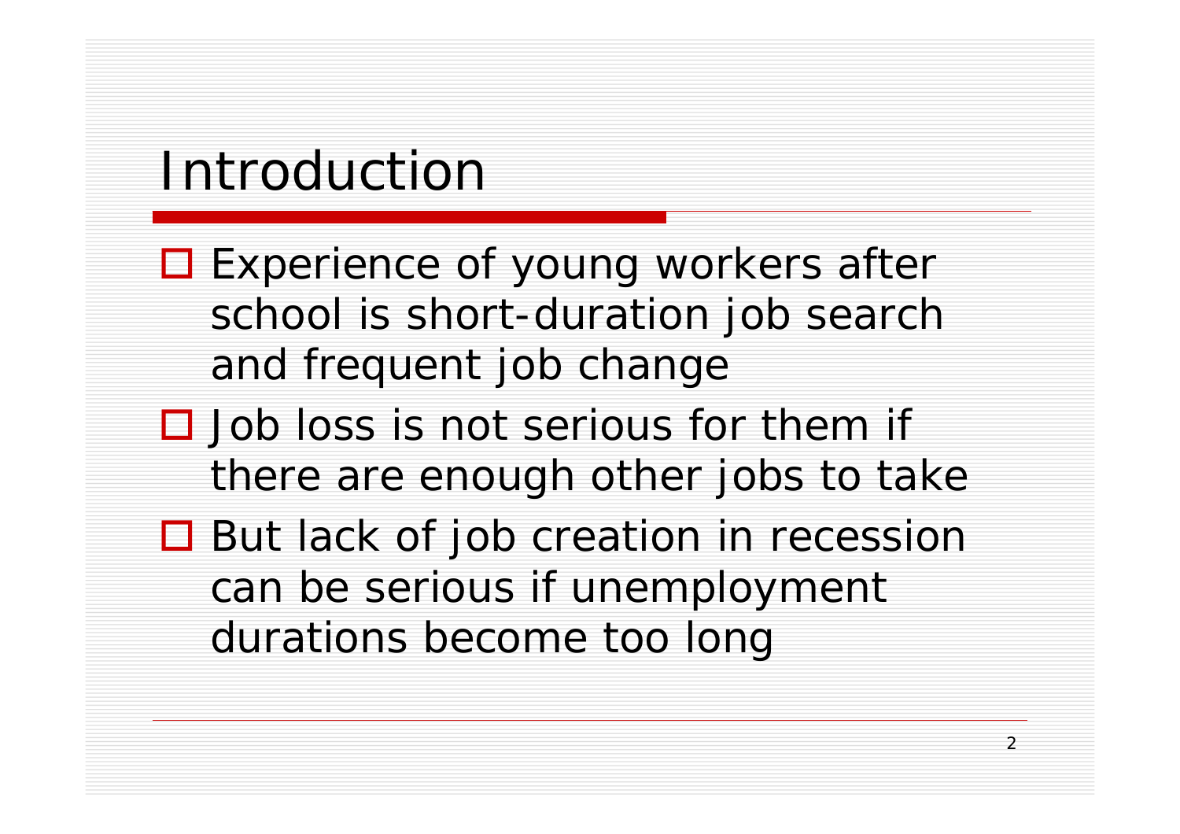# Introduction

- Experience of young workers after school is short-duration job search and frequent job change
- Job loss is not serious for them if there are enough other jobs to take
- But lack of job creation in recession can be serious if unemployment durations become too long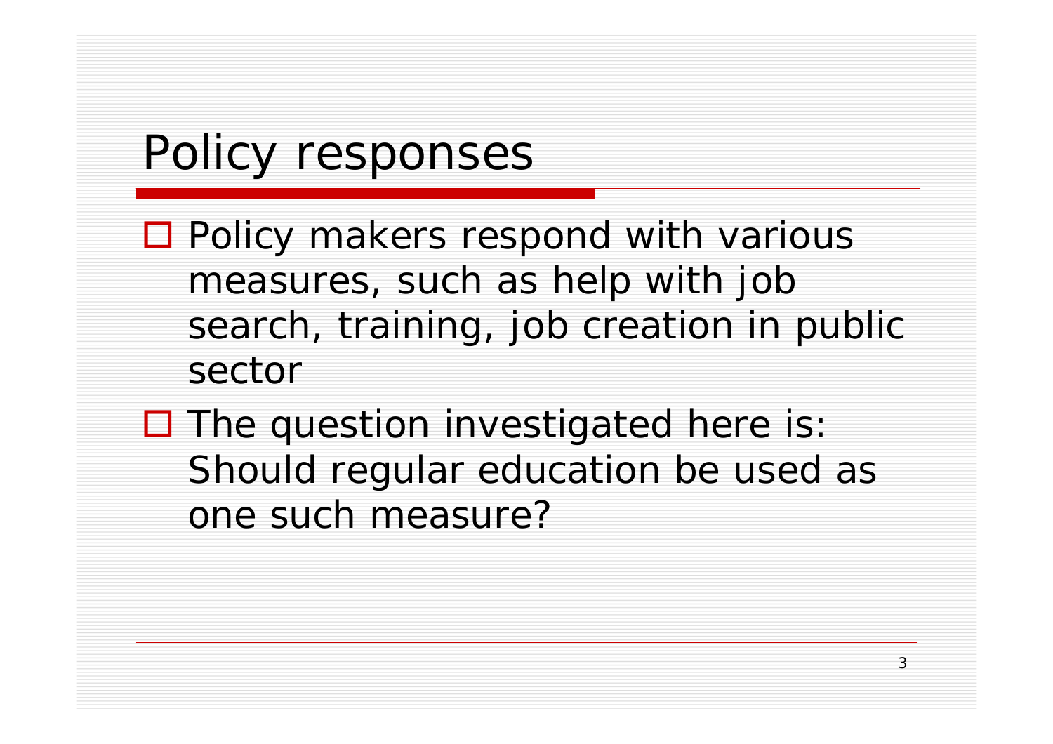# Policy responses

- Policy makers respond with various measures, such as help with job search, training, job creation in public sector
- The question investigated here is: Should regular education be used as one such measure?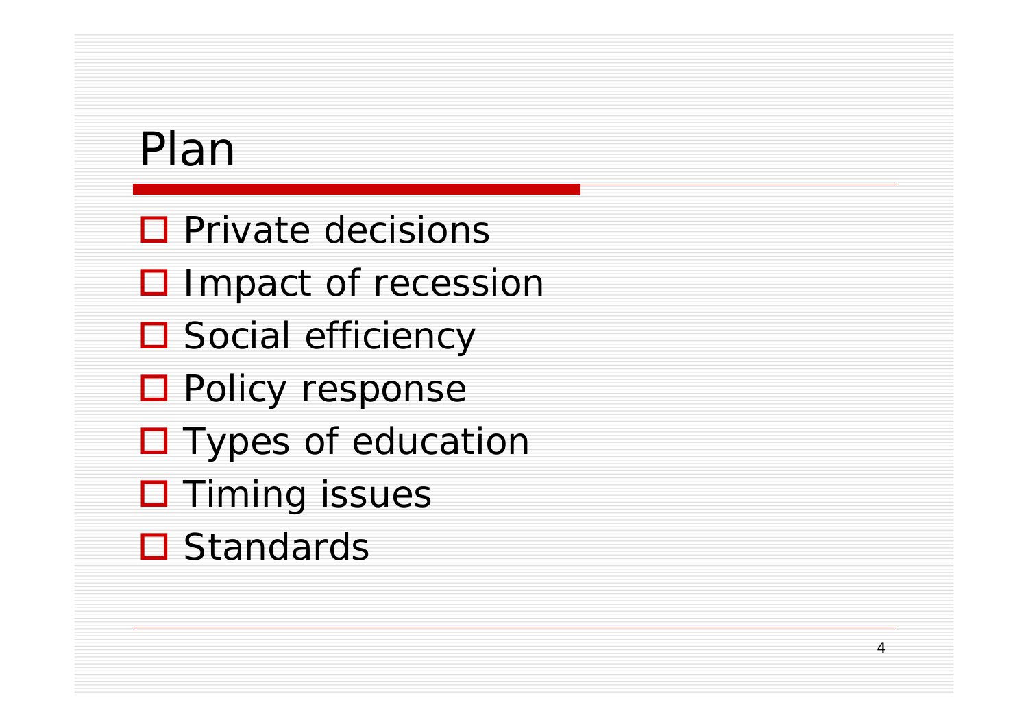# Plan

- Private decisions
- Impact of recession
- Social efficiency
- Policy response
- Types of education
- Timing issues
- Standards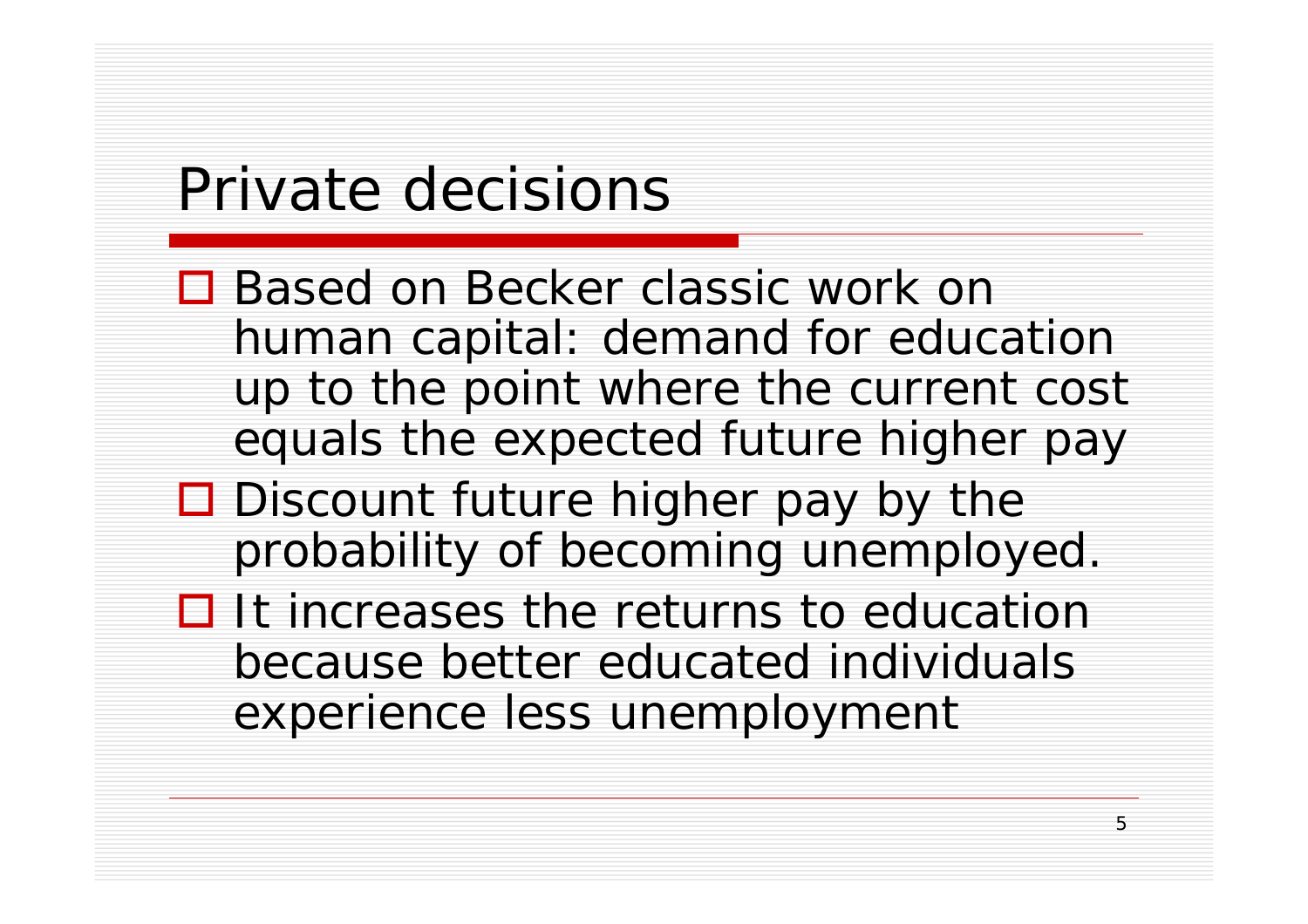# Private decisions

- Based on Becker classic work on human capital: demand for education up to the point where the current cost equals the expected future higher pay
- Discount future higher pay by the probability of becoming unemployed.
- It increases the returns to education because better educated individuals experience less unemployment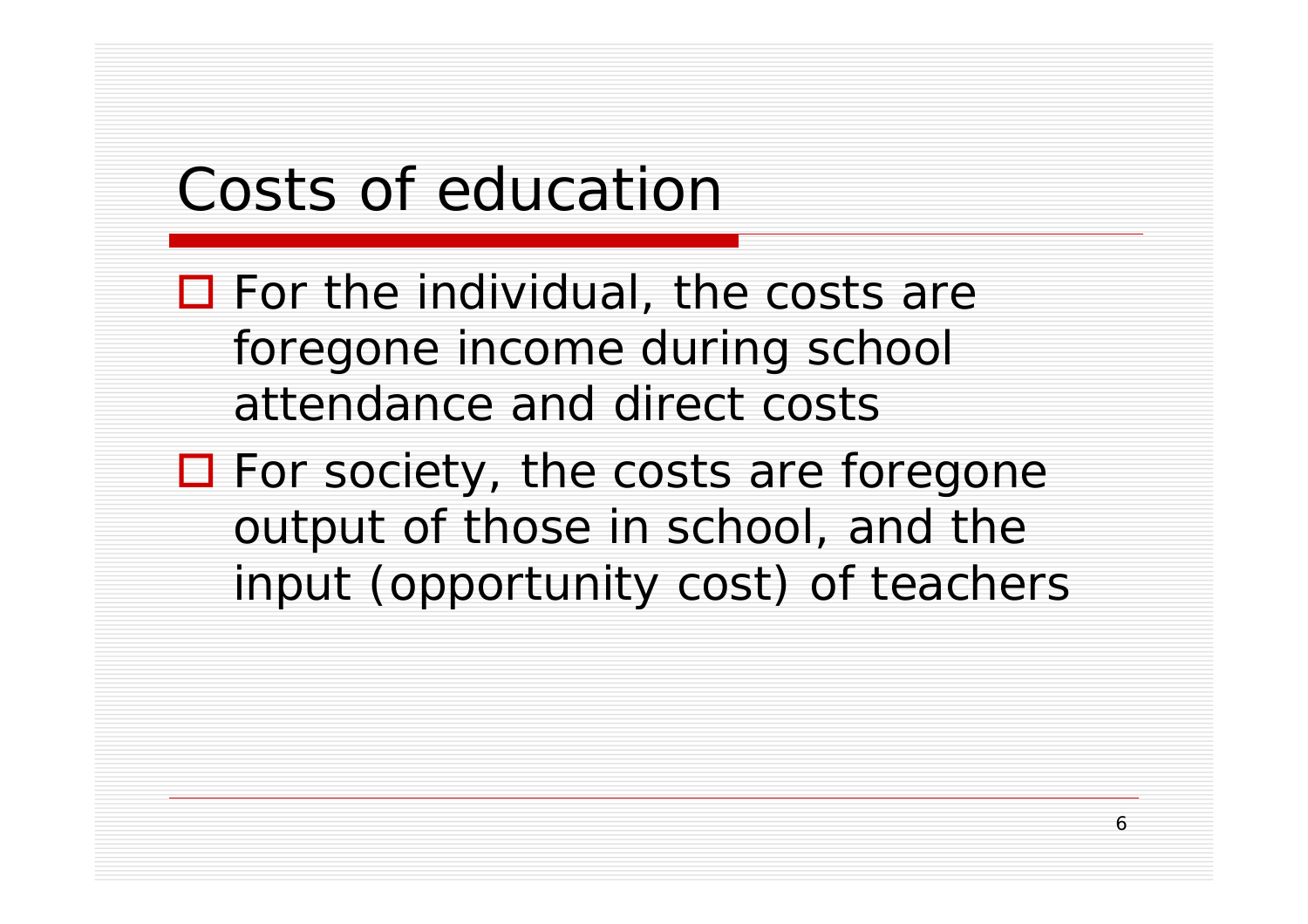# Costs of education

- For the individual, the costs are foregone income during school attendance and direct costs
- For society, the costs are foregone output of those in school, and the input (opportunity cost) of teachers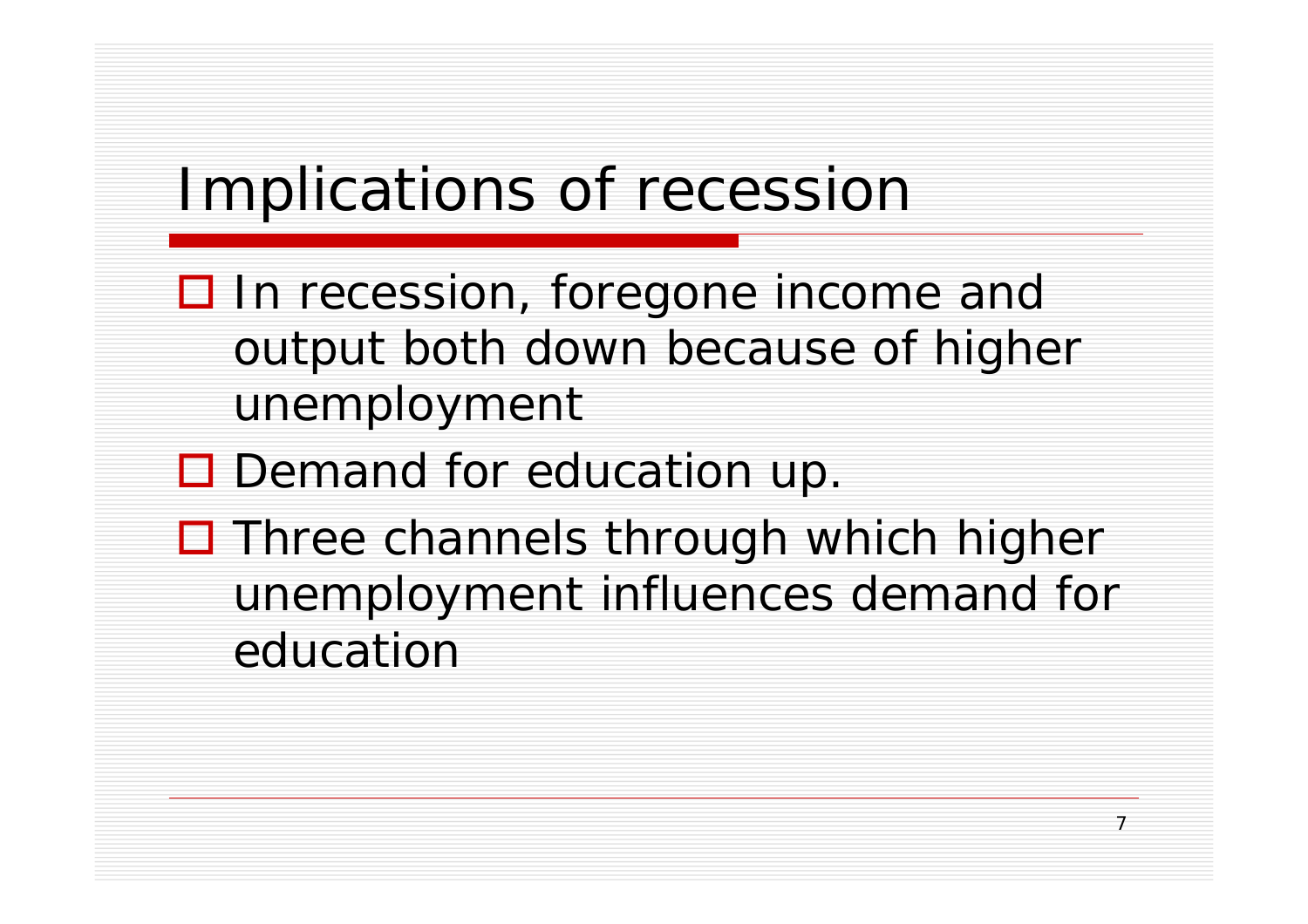# Implications of recession

- In recession, foregone income and output both down because of higher unemployment
- Demand for education up.
- Three channels through which higher unemployment influences demand for education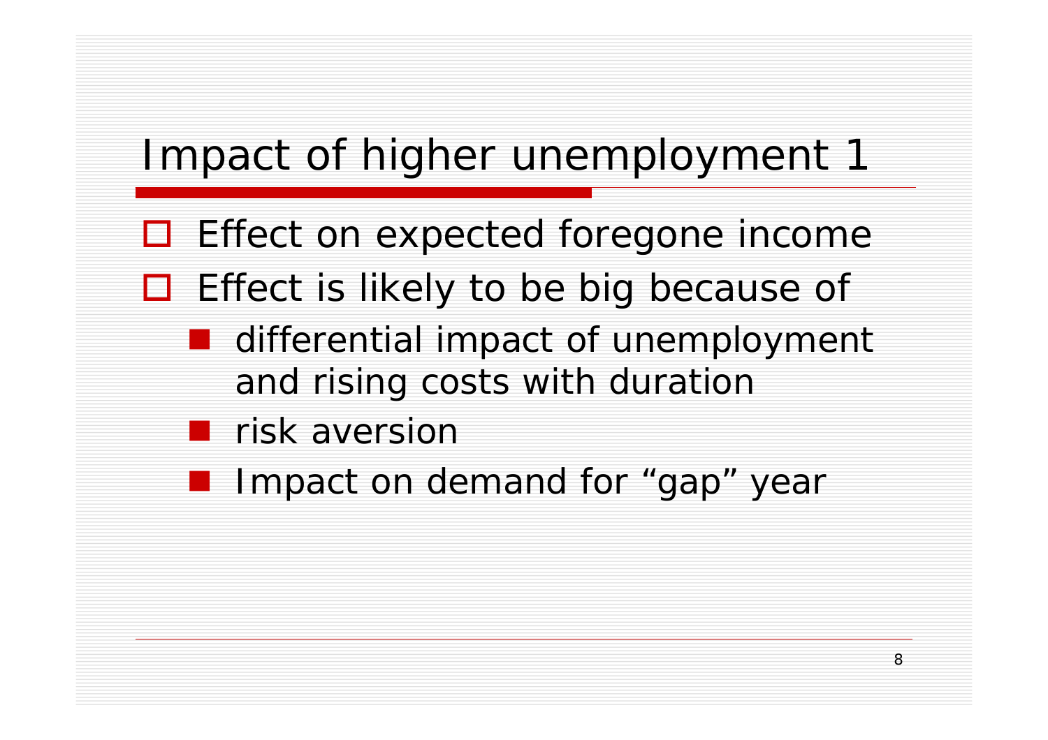# Impact of higher unemployment 1

- Effect on expected foregone income
- Effect is likely to be big because of
  - differential impact of unemployment and rising costs with duration
  - risk aversion
  - Impact on demand for "gap" year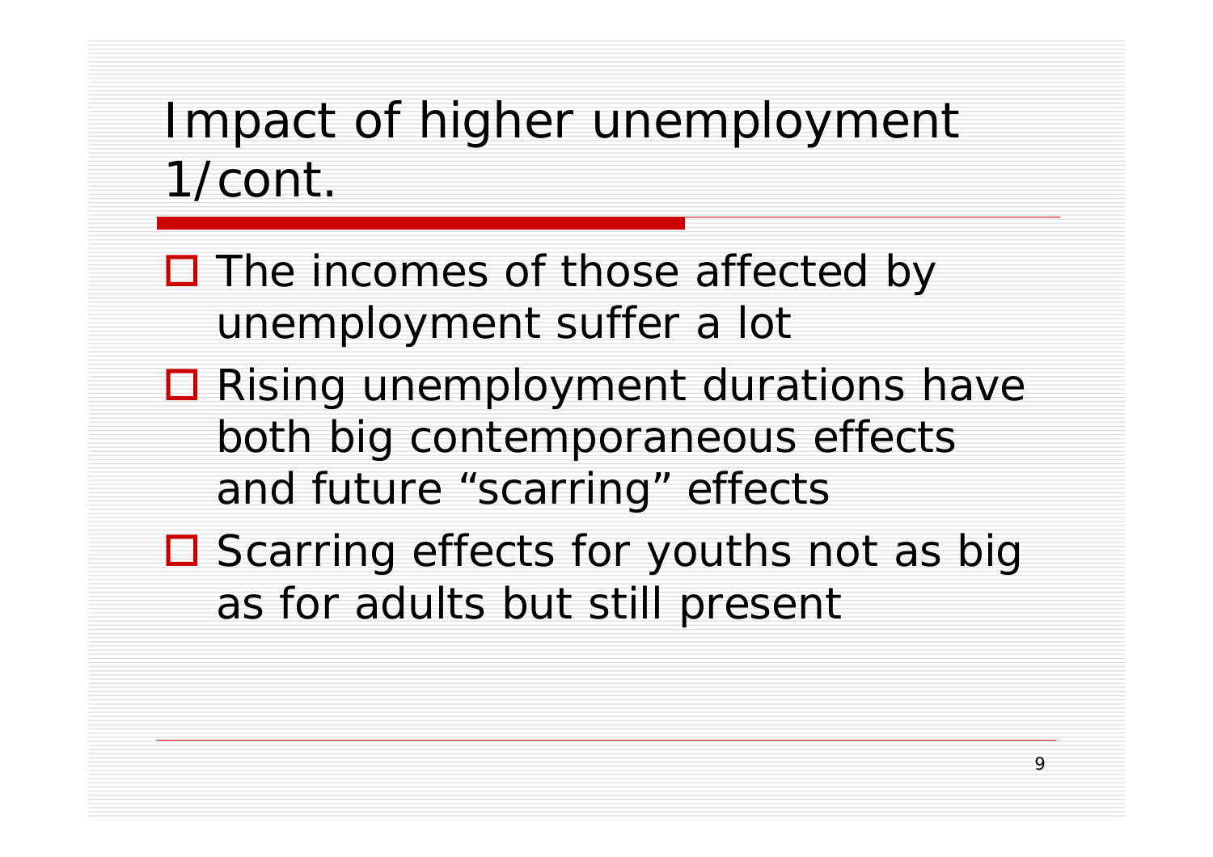# Impact of higher unemployment 1/cont.

- The incomes of those affected by unemployment suffer a lot
- Rising unemployment durations have both big contemporaneous effects and future “scarring” effects
- Scarring effects for youths not as big as for adults but still present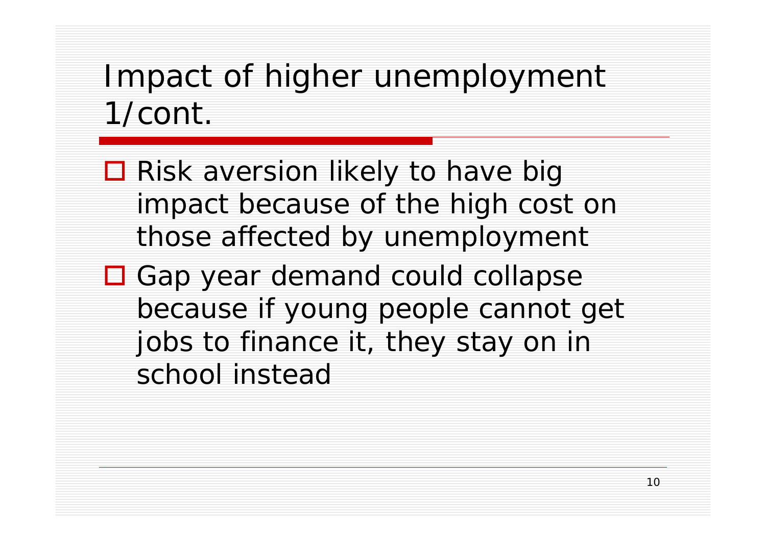# Impact of higher unemployment 1/cont.

- Risk aversion likely to have big impact because of the high cost on those affected by unemployment
- Gap year demand could collapse because if young people cannot get jobs to finance it, they stay on in school instead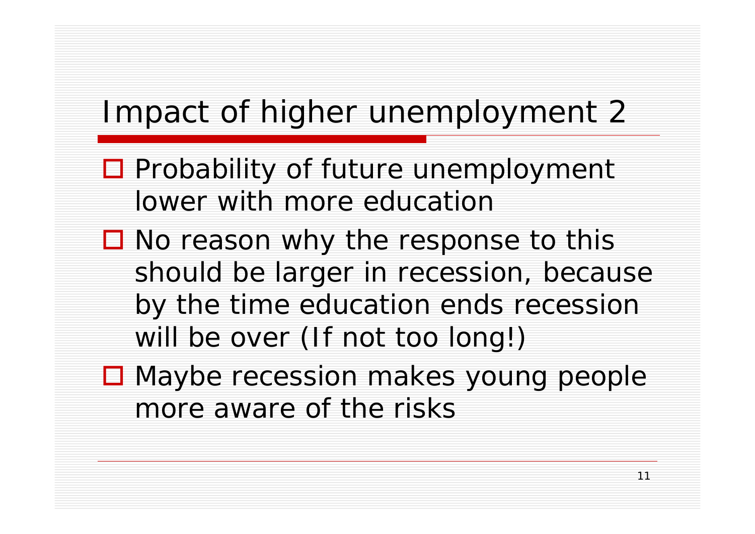# Impact of higher unemployment 2

- Probability of future unemployment lower with more education
- No reason why the response to this should be larger in recession, because by the time education ends recession will be over (If not too long!)
- Maybe recession makes young people more aware of the risks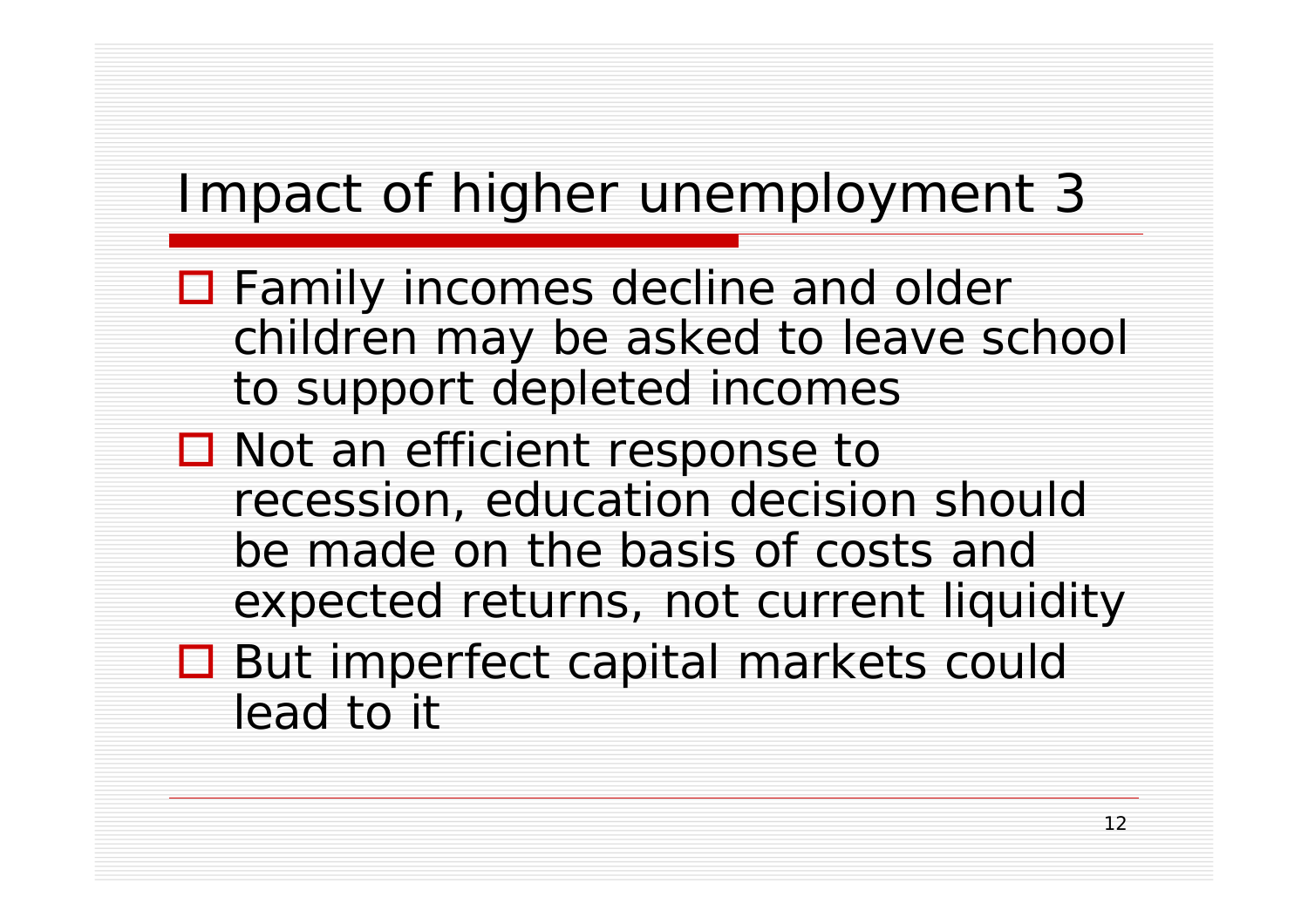# Impact of higher unemployment 3

- Family incomes decline and older children may be asked to leave school to support depleted incomes
- Not an efficient response to recession, education decision should be made on the basis of costs and expected returns, not current liquidity
- But imperfect capital markets could lead to it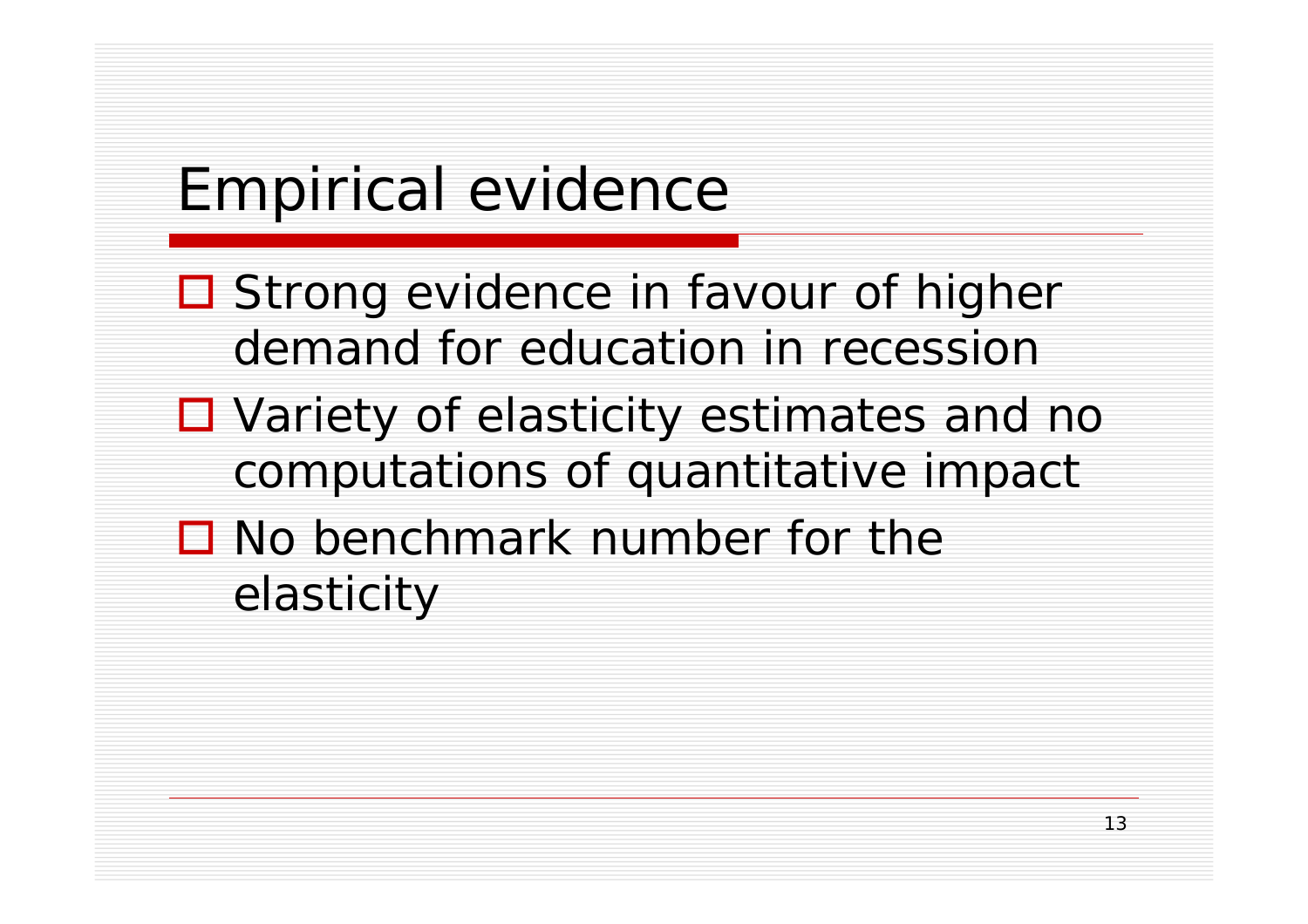# Empirical evidence

- Strong evidence in favour of higher demand for education in recession
- Variety of elasticity estimates and no computations of quantitative impact
- No benchmark number for the elasticity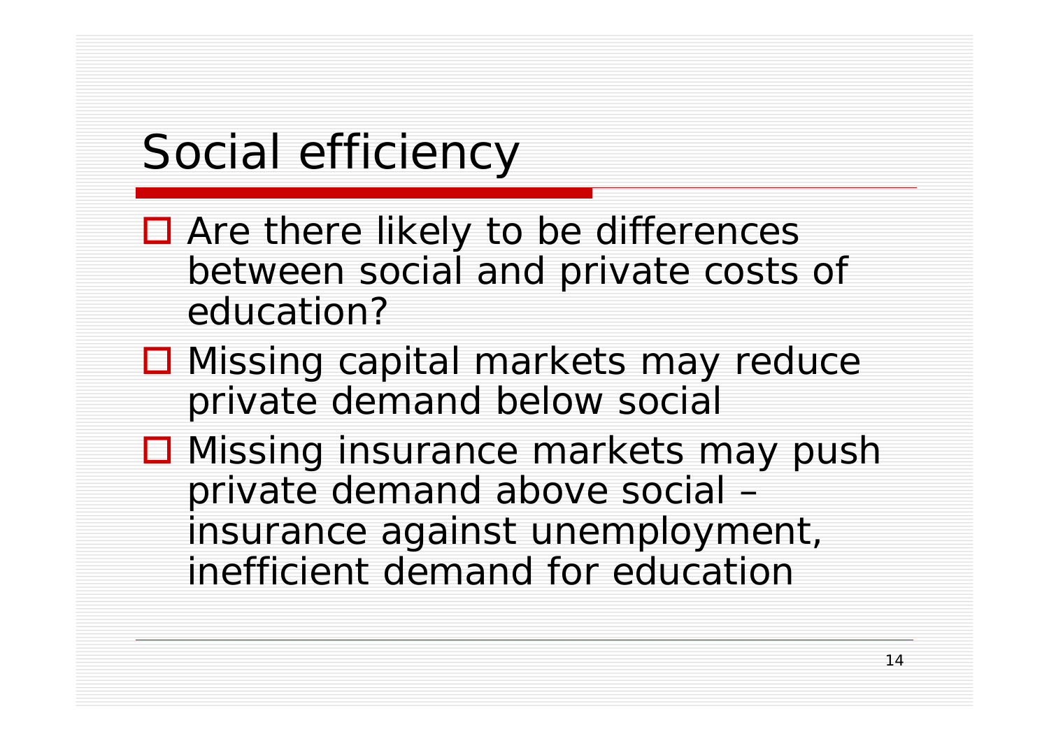# Social efficiency

- Are there likely to be differences between social and private costs of education?
- Missing capital markets may reduce private demand below social
- Missing insurance markets may push private demand above social – insurance against unemployment, inefficient demand for education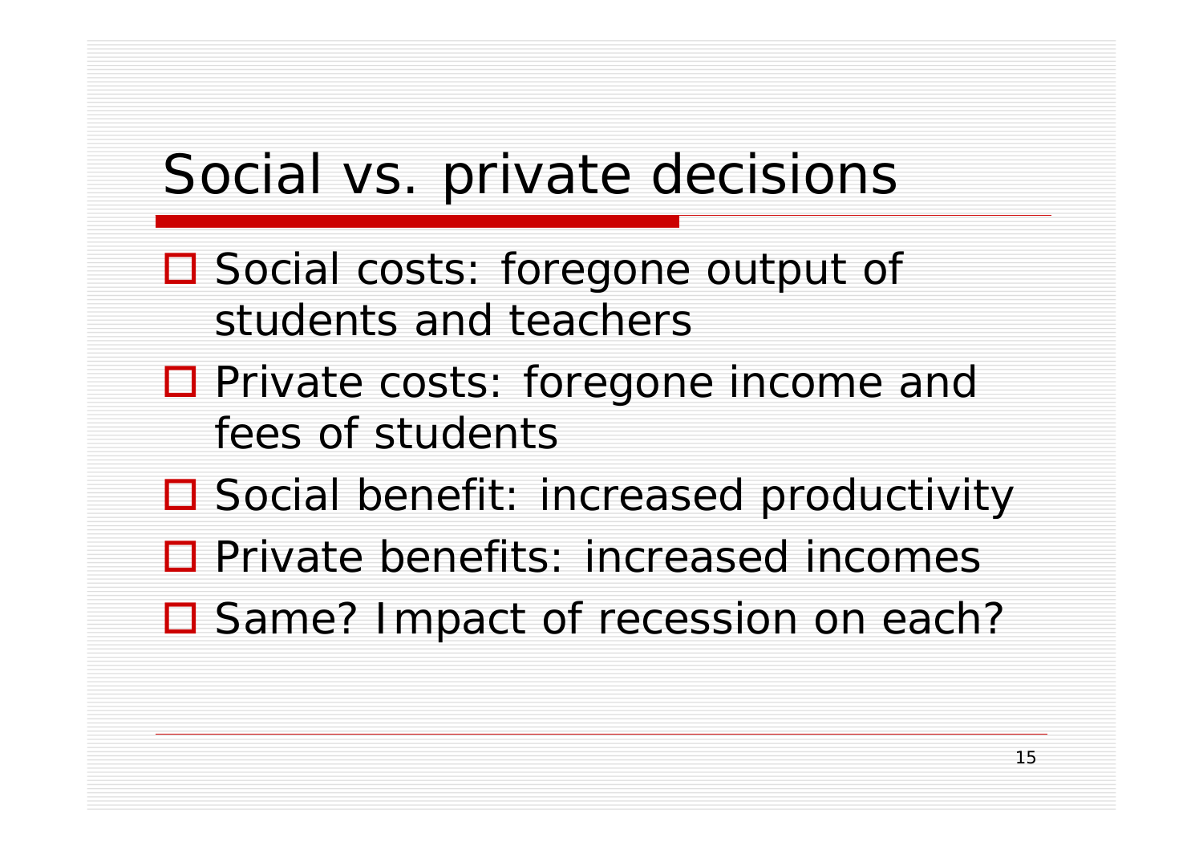# Social vs. private decisions

- Social costs: foregone output of students and teachers
- Private costs: foregone income and fees of students
- Social benefit: increased productivity
- Private benefits: increased incomes
- Same? Impact of recession on each?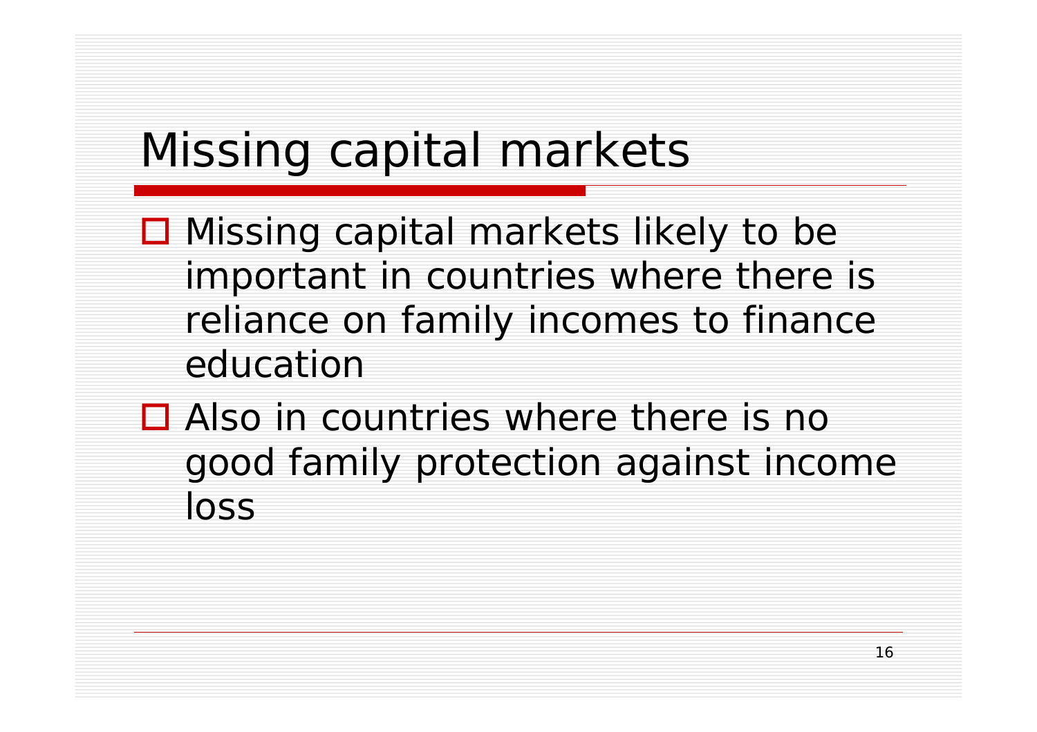# Missing capital markets

- Missing capital markets likely to be important in countries where there is reliance on family incomes to finance education
- Also in countries where there is no good family protection against income loss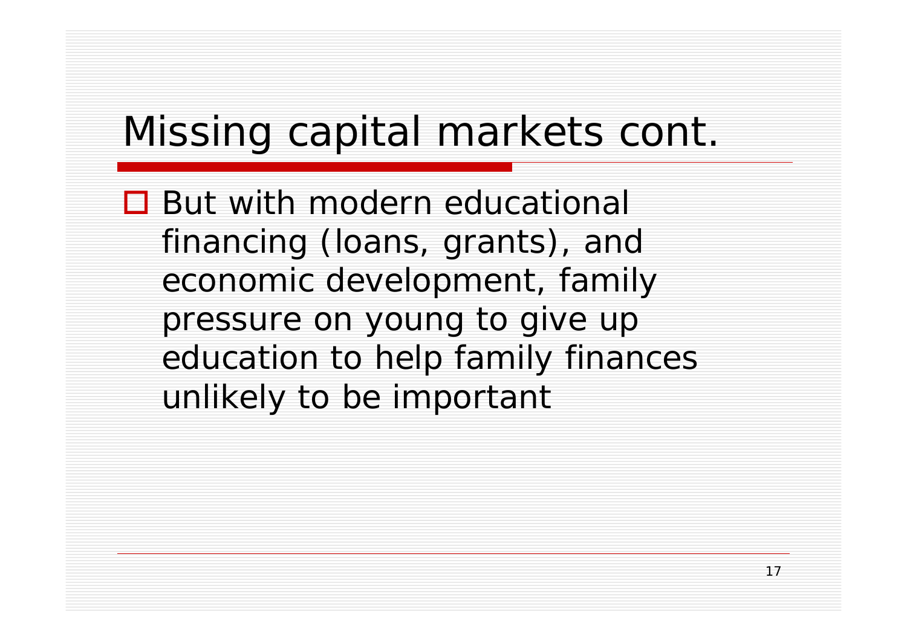# Missing capital markets cont.

- But with modern educational financing (loans, grants), and economic development, family pressure on young to give up education to help family finances unlikely to be important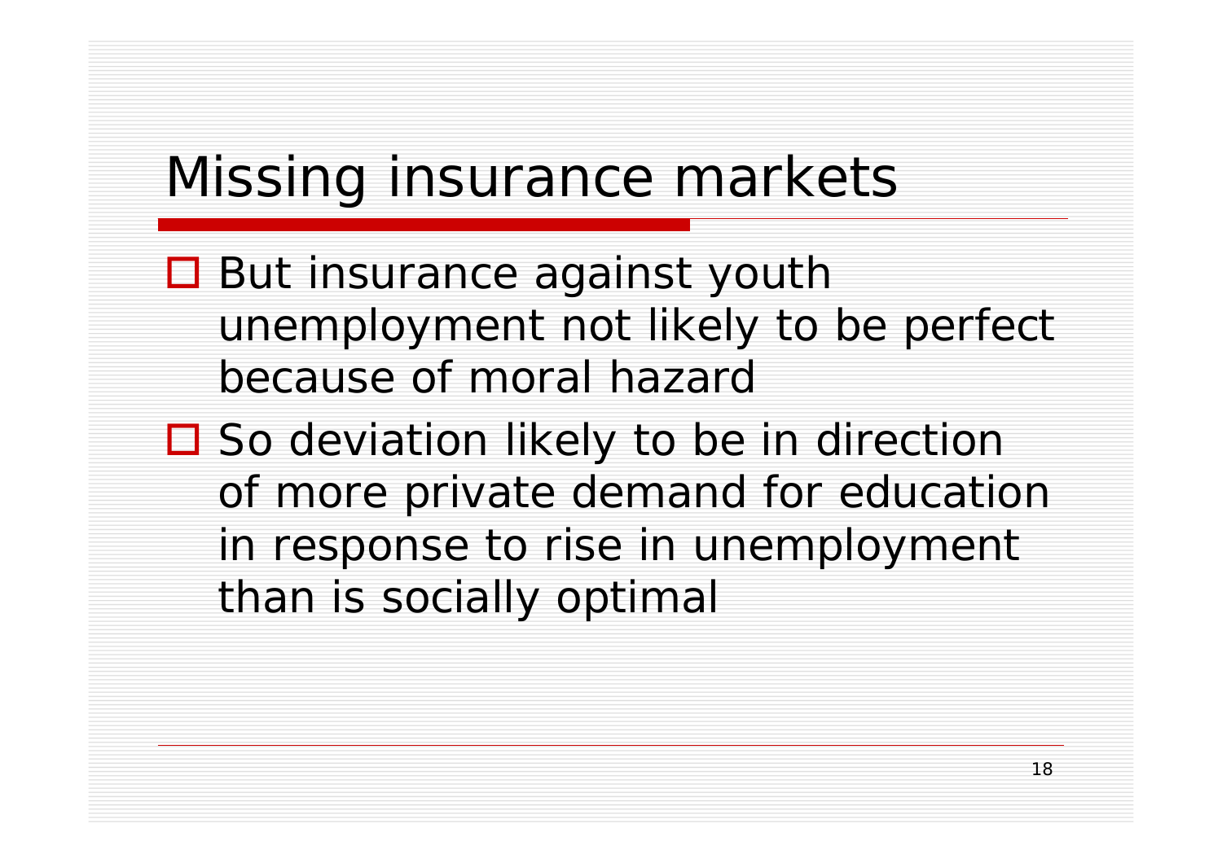# Missing insurance markets

- But insurance against youth unemployment not likely to be perfect because of moral hazard
- So deviation likely to be in direction of more private demand for education in response to rise in unemployment than is socially optimal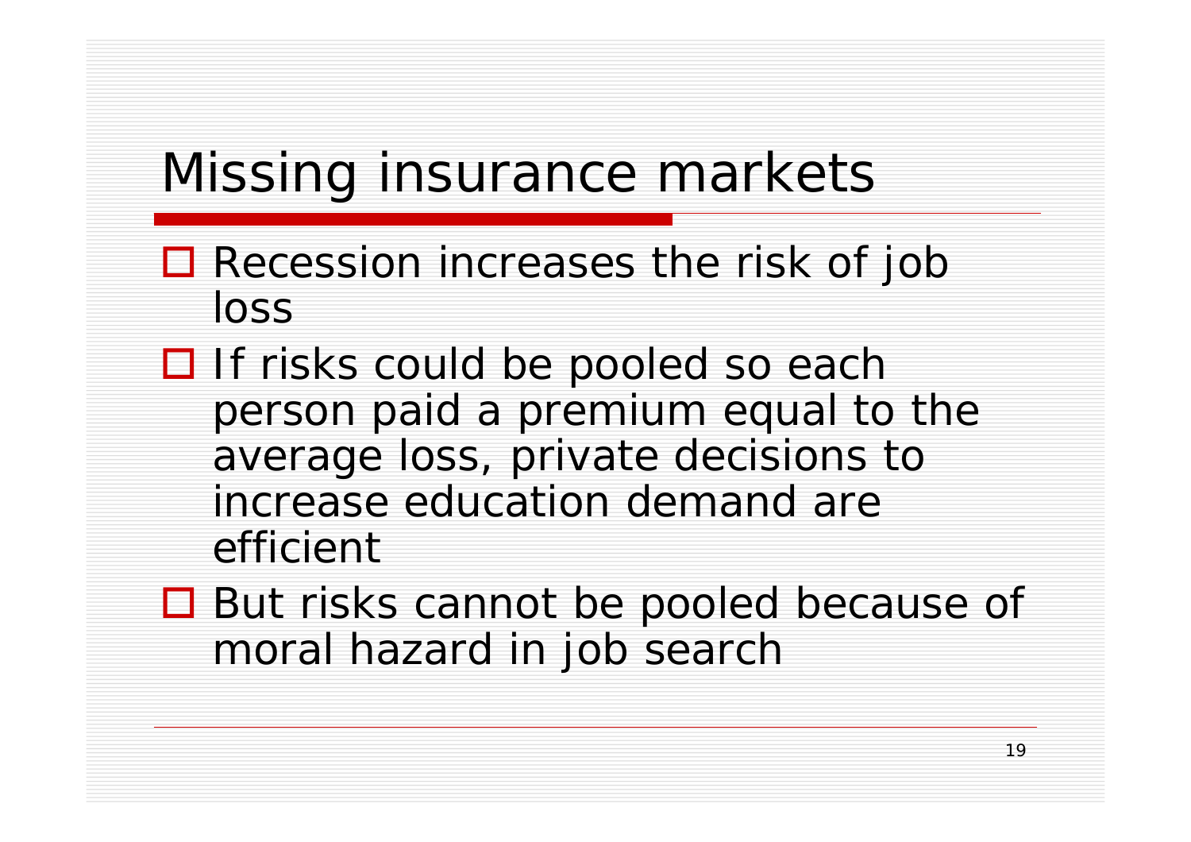# Missing insurance markets

- Recession increases the risk of job loss
- If risks could be pooled so each person paid a premium equal to the average loss, private decisions to increase education demand are efficient
- But risks cannot be pooled because of moral hazard in job search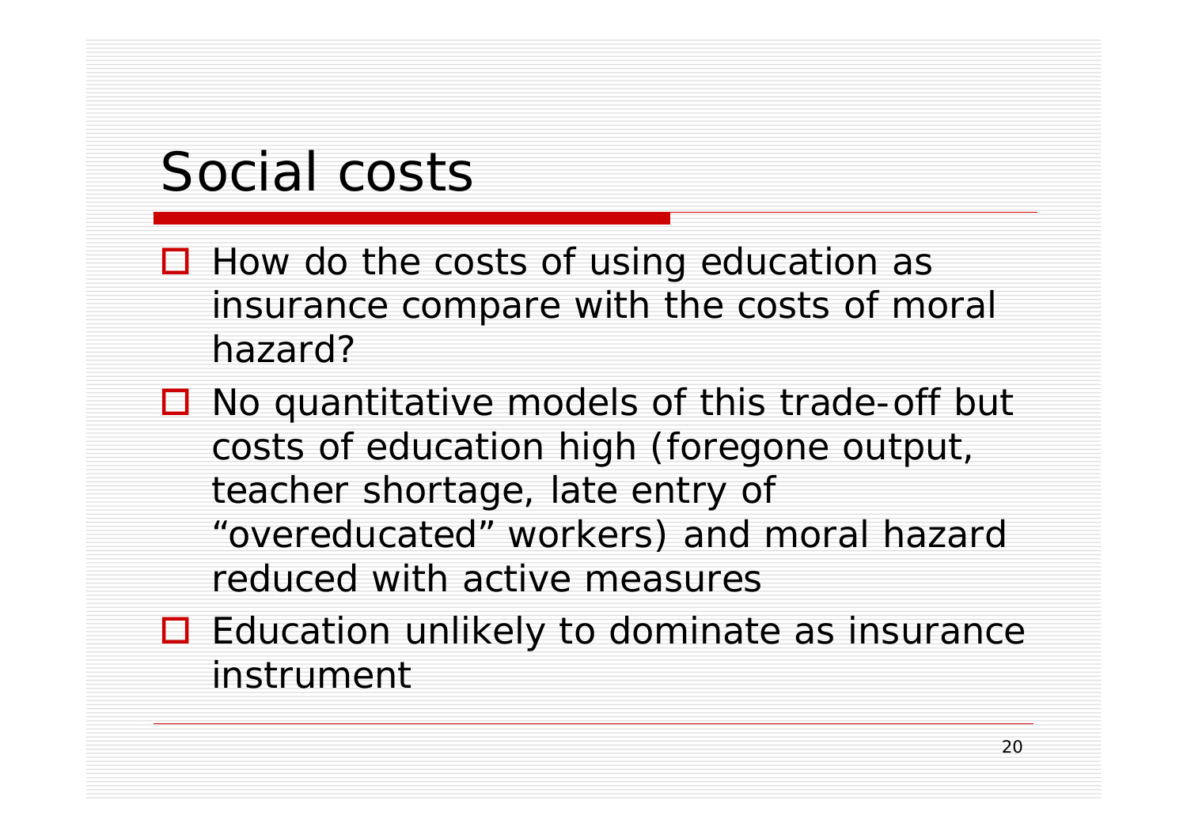# Social costs

- How do the costs of using education as insurance compare with the costs of moral hazard?
- No quantitative models of this trade-off but costs of education high (foregone output, teacher shortage, late entry of "overeducated" workers) and moral hazard reduced with active measures
- Education unlikely to dominate as insurance instrument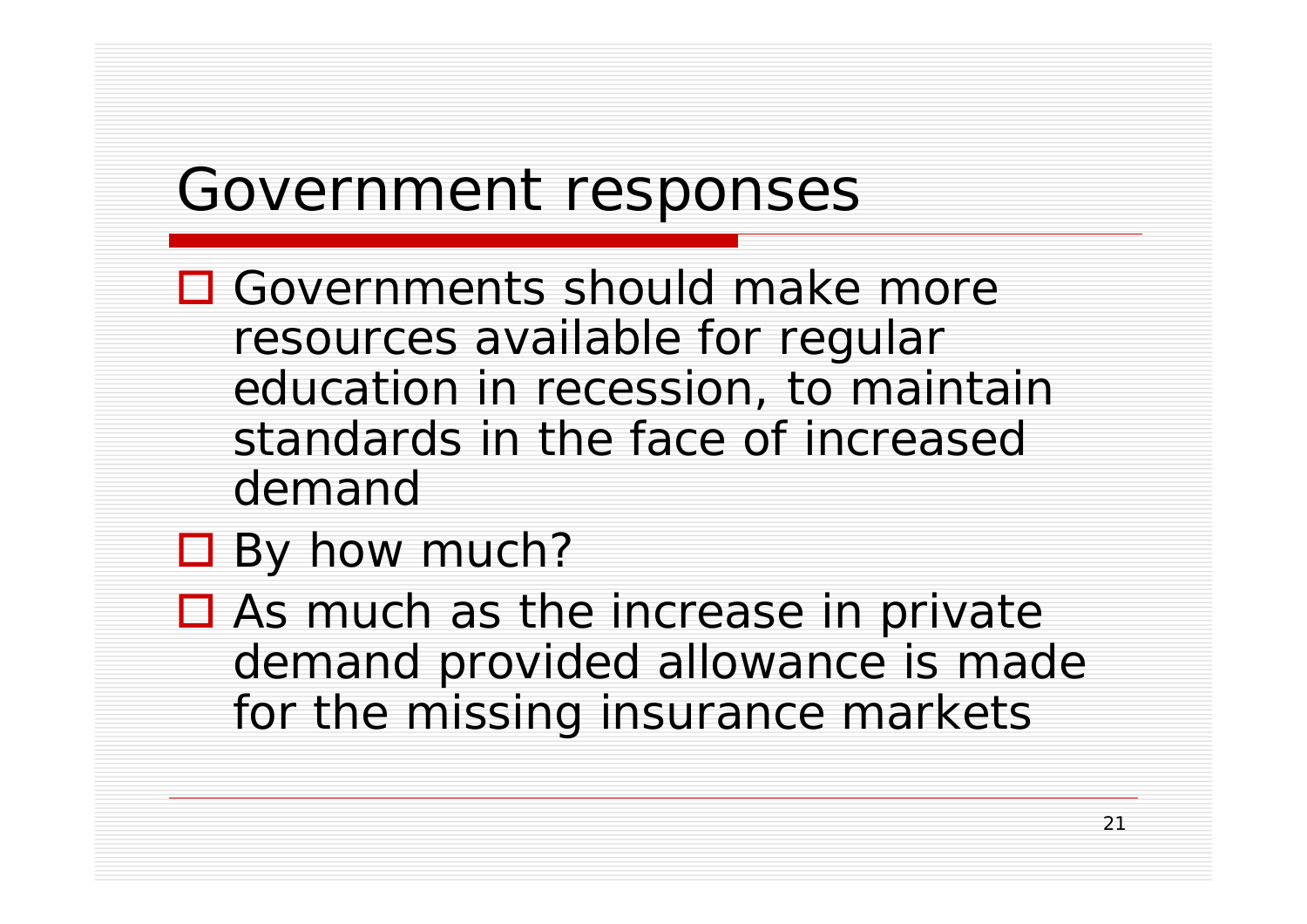# Government responses

- Governments should make more resources available for regular education in recession, to maintain standards in the face of increased demand
- By how much?
- As much as the increase in private demand provided allowance is made for the missing insurance markets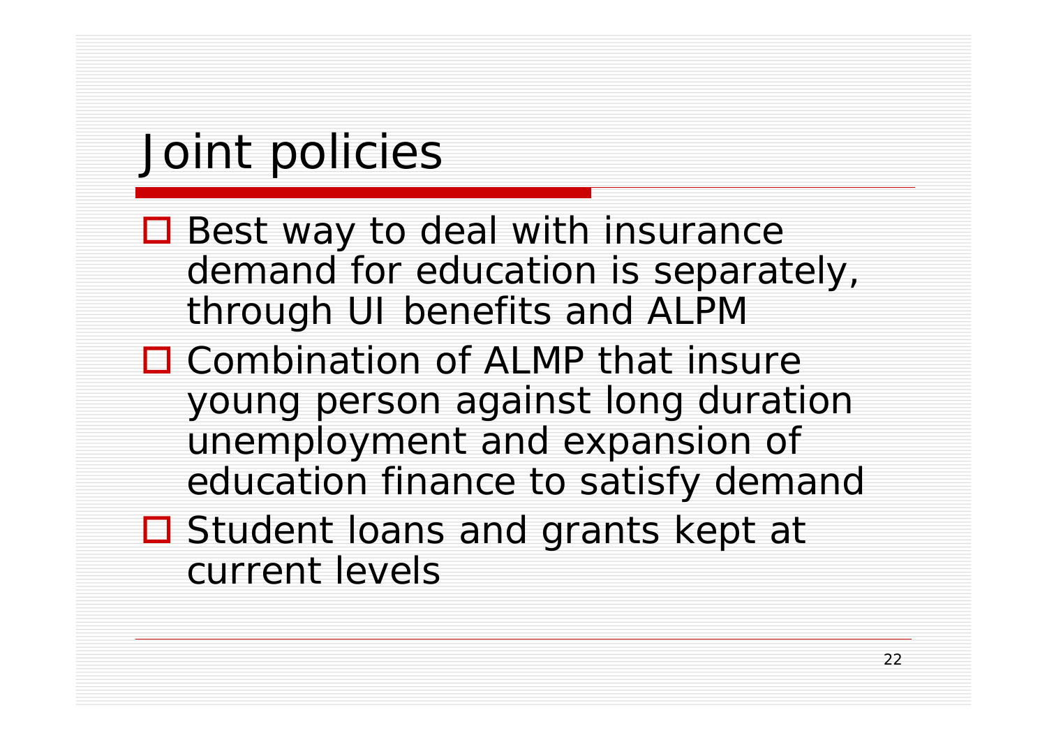# Joint policies

- Best way to deal with insurance demand for education is separately, through UI benefits and ALPM
- Combination of ALMP that insure young person against long duration unemployment and expansion of education finance to satisfy demand
- Student loans and grants kept at current levels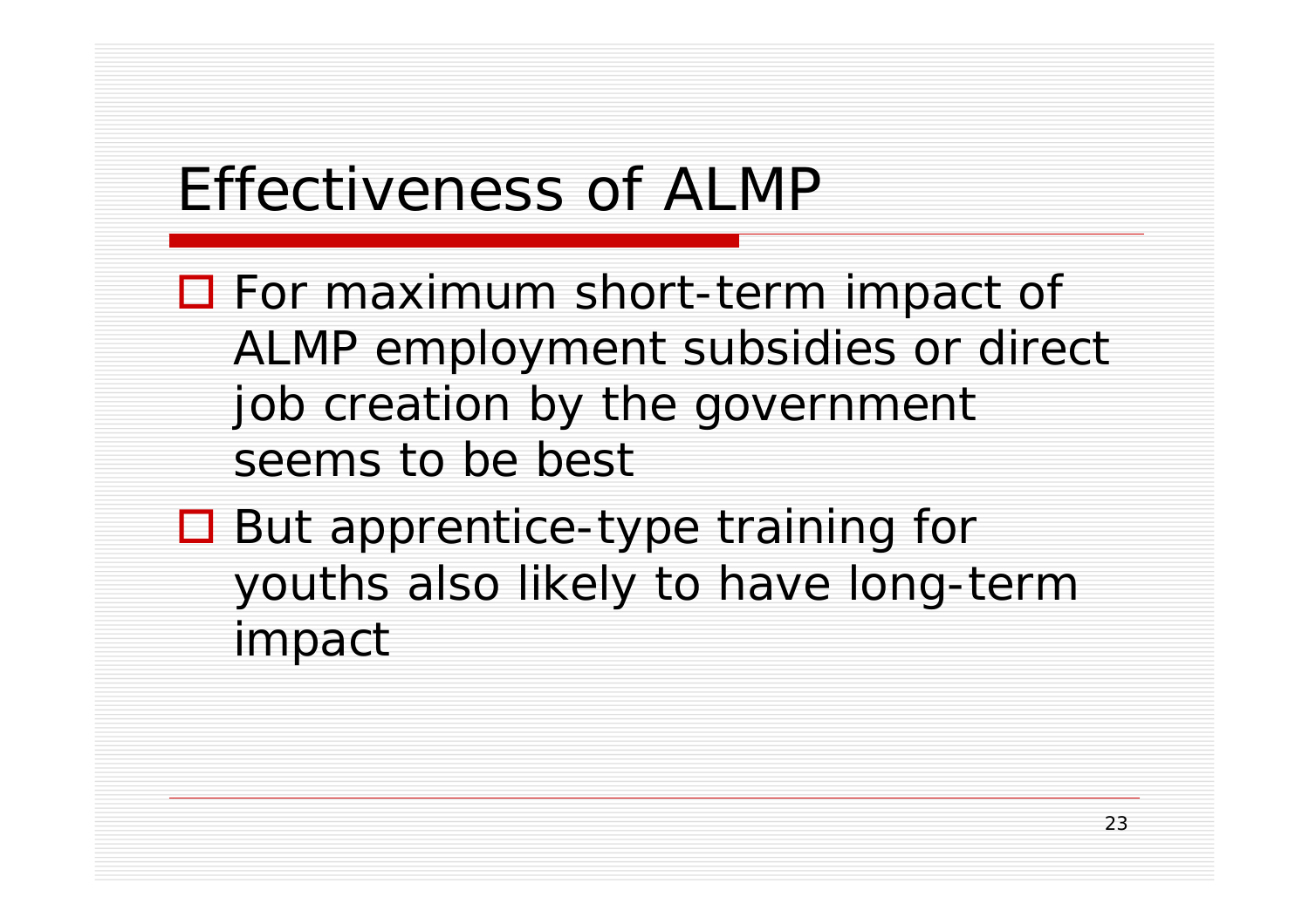# Effectiveness of ALMP

- For maximum short-term impact of ALMP employment subsidies or direct job creation by the government seems to be best
- But apprentice-type training for youths also likely to have long-term impact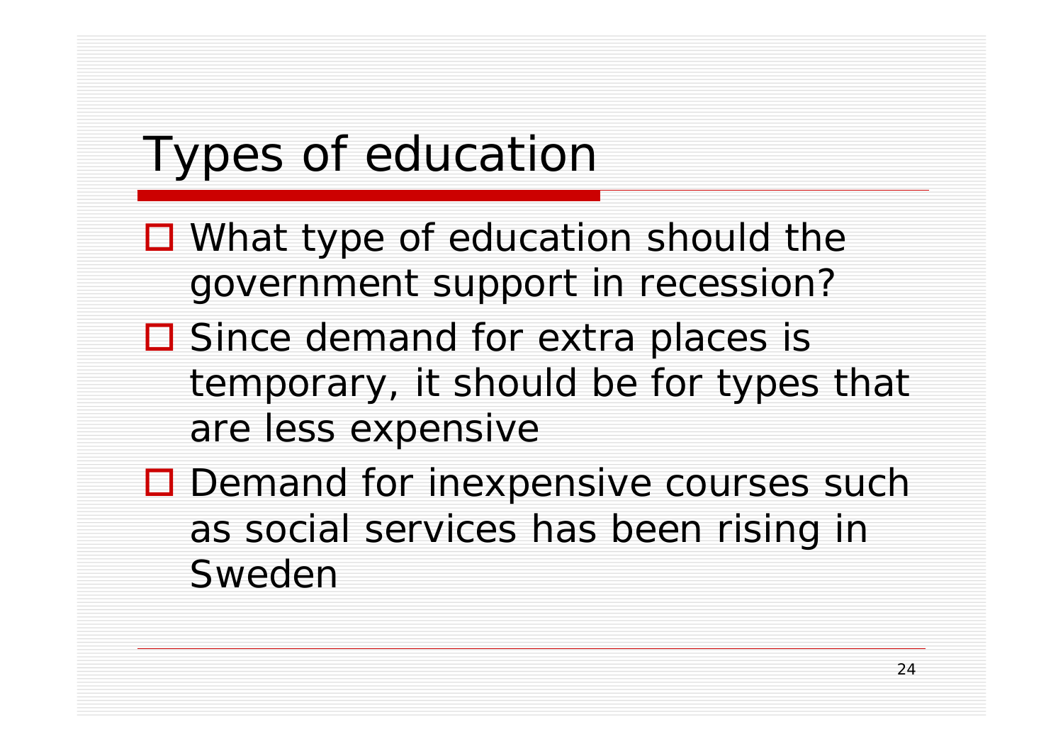# Types of education

- What type of education should the government support in recession?
- Since demand for extra places is temporary, it should be for types that are less expensive
- Demand for inexpensive courses such as social services has been rising in Sweden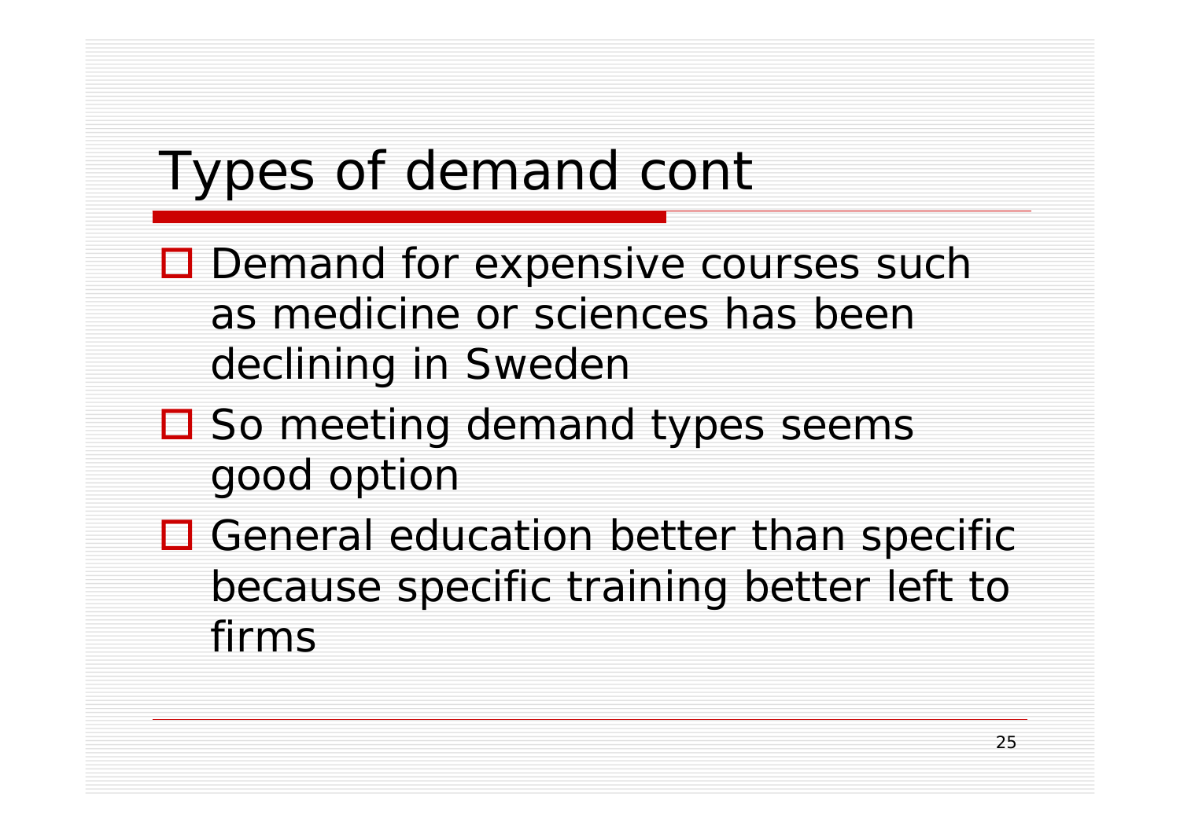# Types of demand cont

- Demand for expensive courses such as medicine or sciences has been declining in Sweden
- So meeting demand types seems good option
- General education better than specific because specific training better left to firms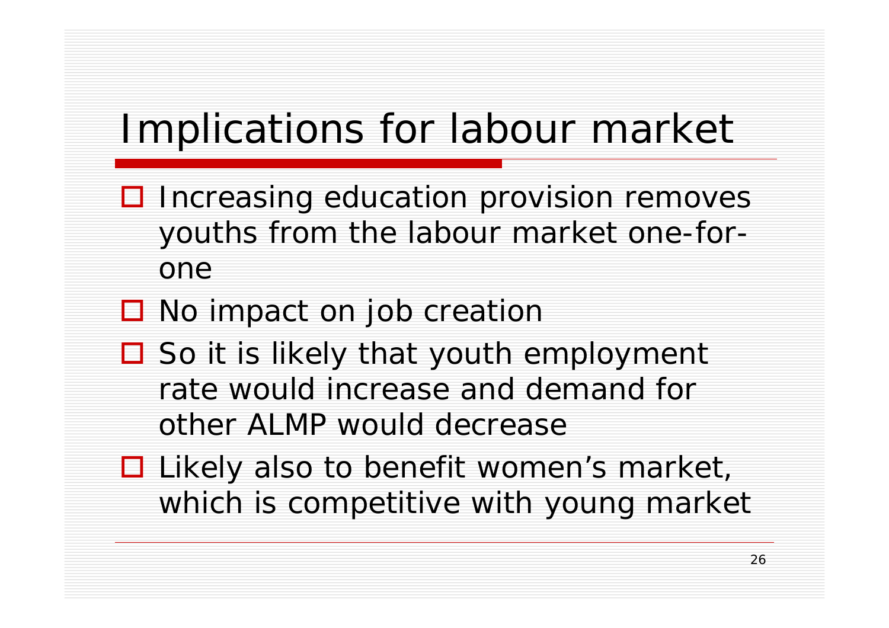# Implications for labour market

- Increasing education provision removes youths from the labour market one-for-one
- No impact on job creation
- So it is likely that youth employment rate would increase and demand for other ALMP would decrease
- Likely also to benefit women's market, which is competitive with young market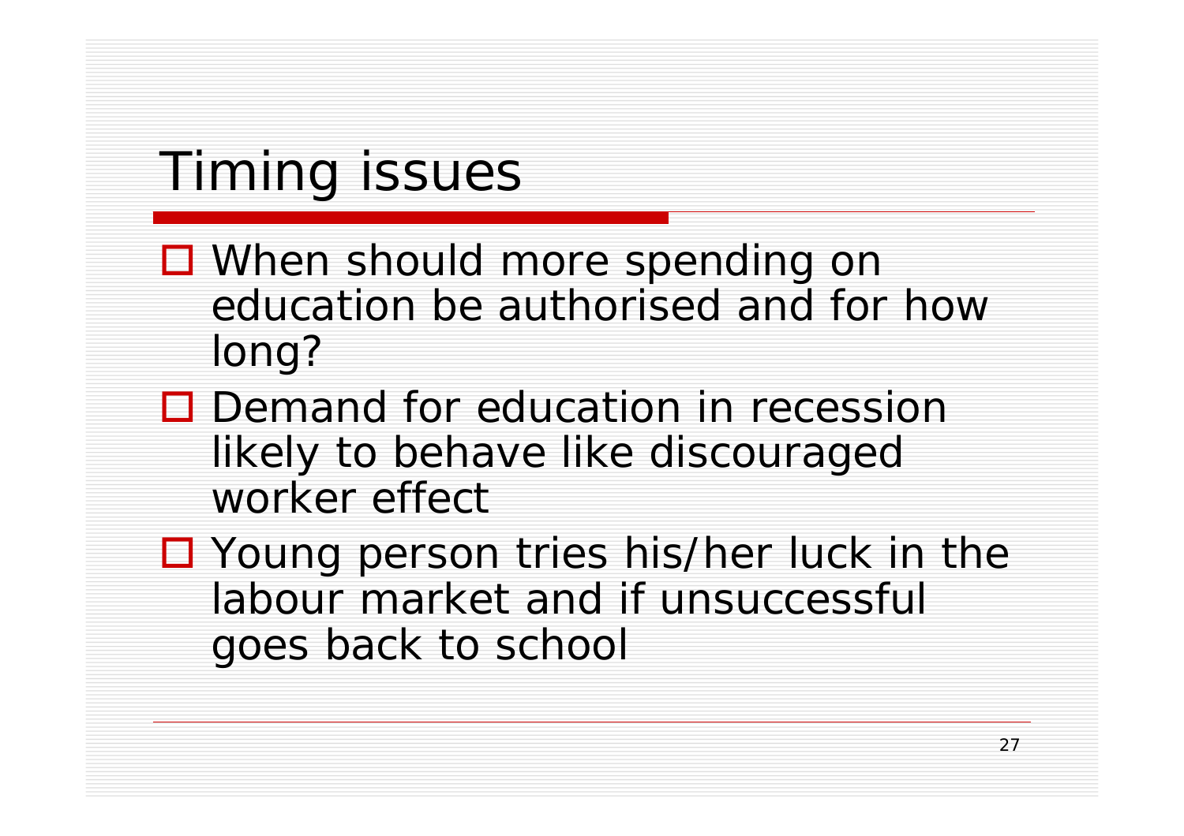# Timing issues

- When should more spending on education be authorised and for how long?
- Demand for education in recession likely to behave like discouraged worker effect
- Young person tries his/her luck in the labour market and if unsuccessful goes back to school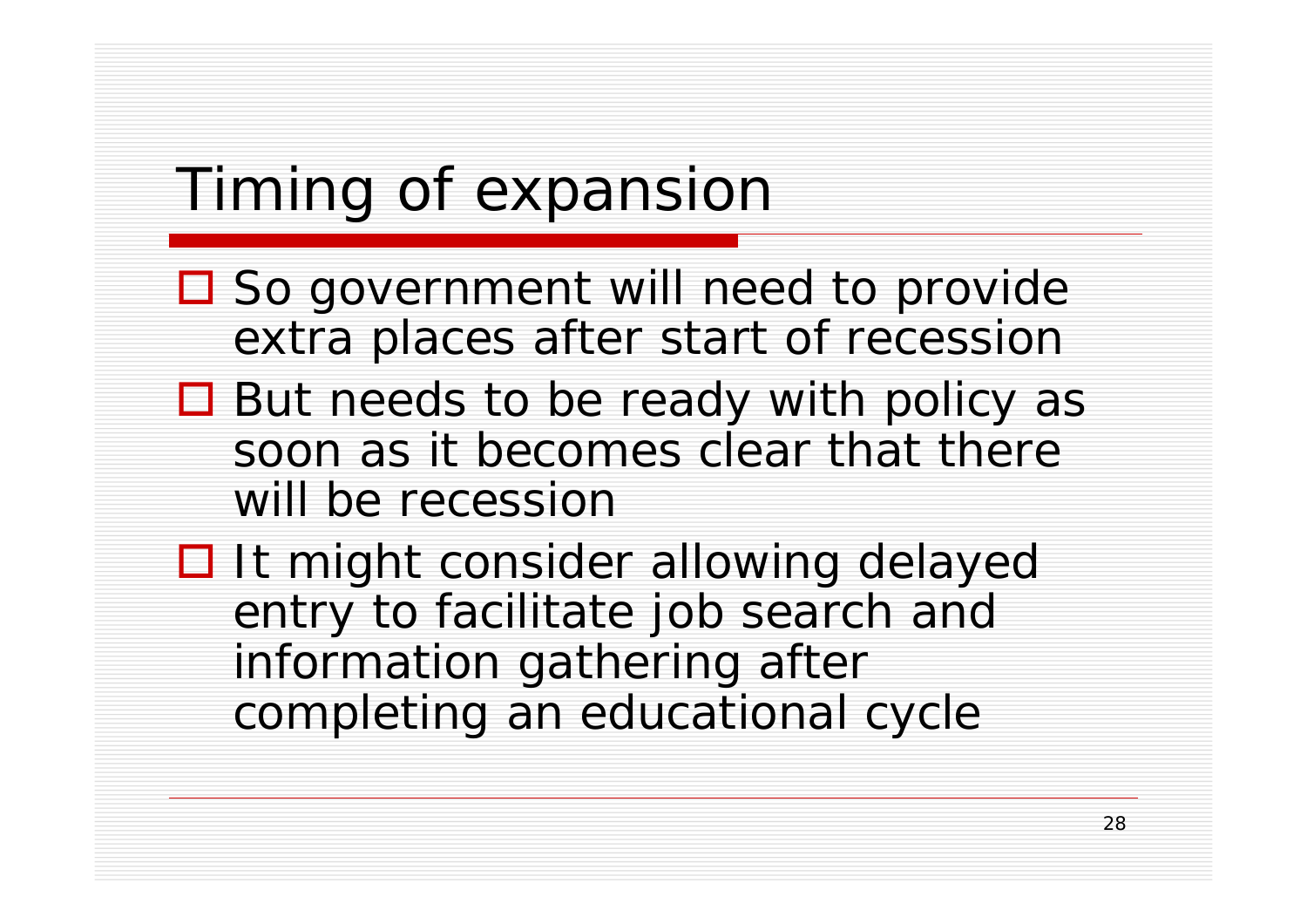# Timing of expansion

- So government will need to provide extra places after start of recession
- But needs to be ready with policy as soon as it becomes clear that there will be recession
- It might consider allowing delayed entry to facilitate job search and information gathering after completing an educational cycle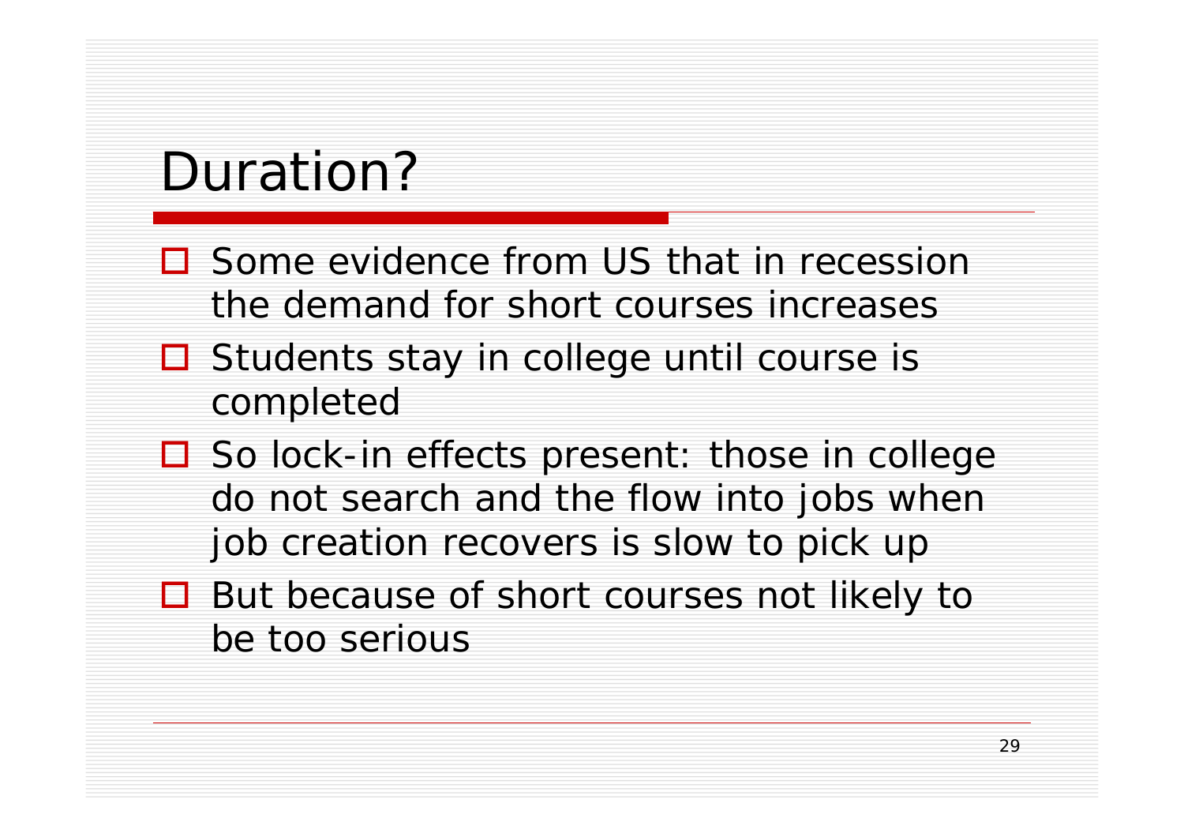# Duration?

- Some evidence from US that in recession the demand for short courses increases
- Students stay in college until course is completed
- So lock-in effects present: those in college do not search and the flow into jobs when job creation recovers is slow to pick up
- But because of short courses not likely to be too serious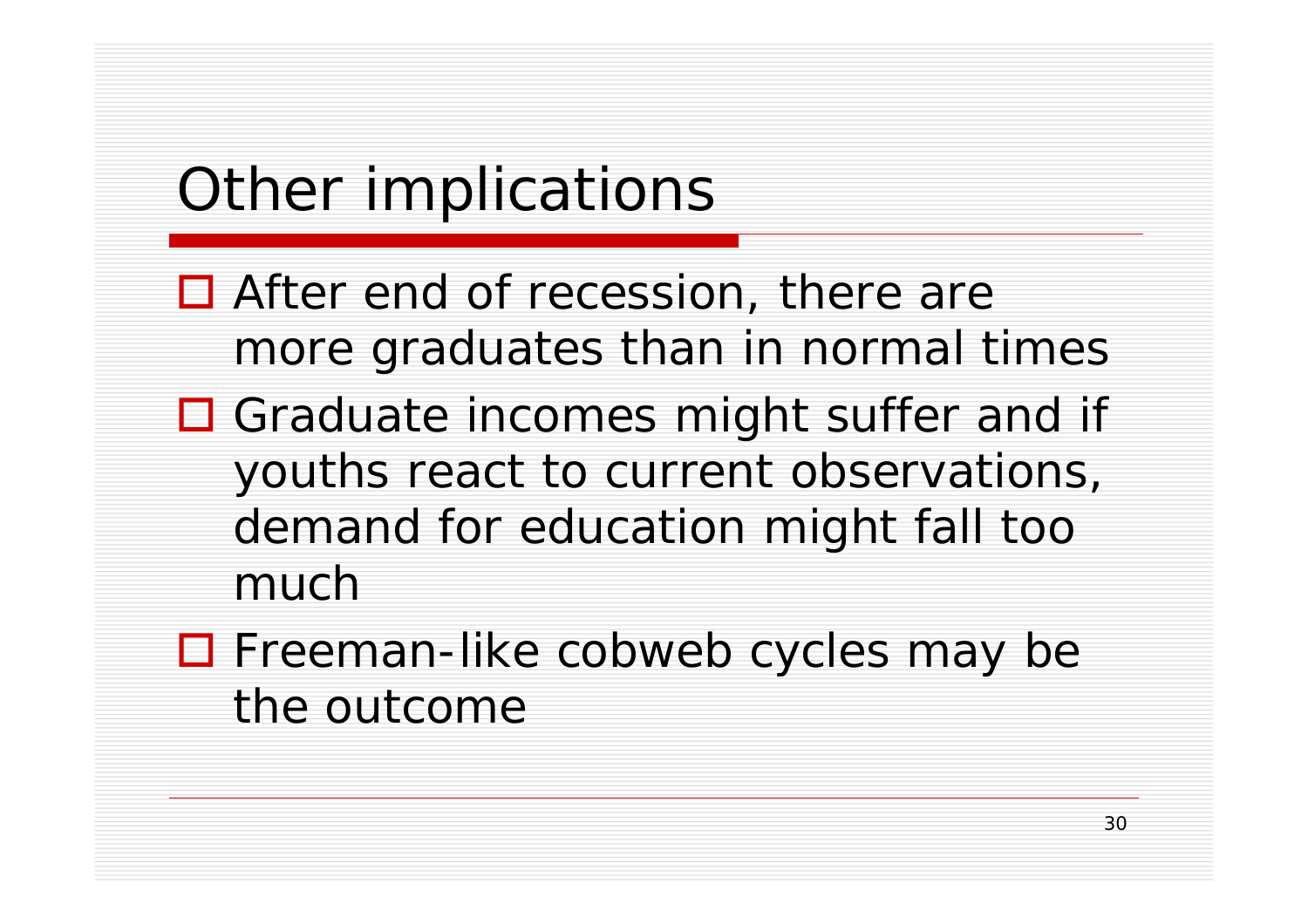# Other implications

- After end of recession, there are more graduates than in normal times
- Graduate incomes might suffer and if youths react to current observations, demand for education might fall too much
- Freeman-like cobweb cycles may be the outcome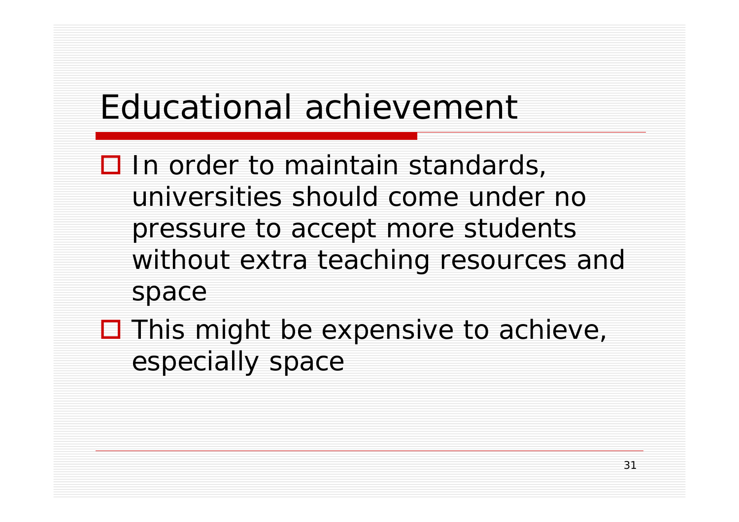# Educational achievement

- In order to maintain standards, universities should come under no pressure to accept more students without extra teaching resources and space
- This might be expensive to achieve, especially space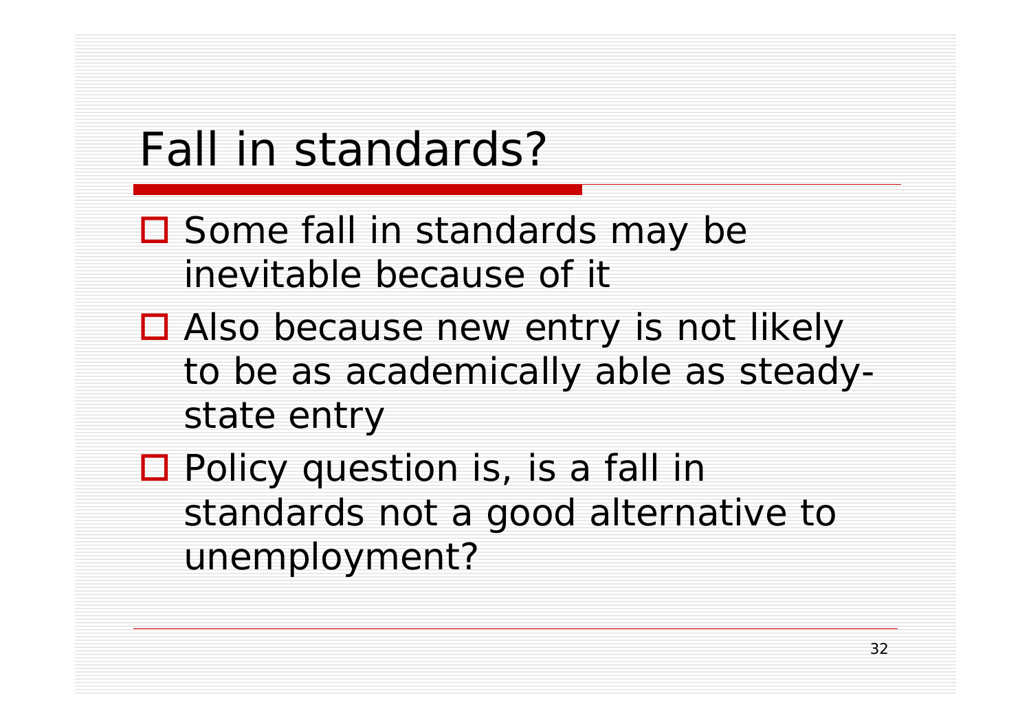# Fall in standards?

- Some fall in standards may be inevitable because of it
- Also because new entry is not likely to be as academically able as steady-state entry
- Policy question is, is a fall in standards not a good alternative to unemployment?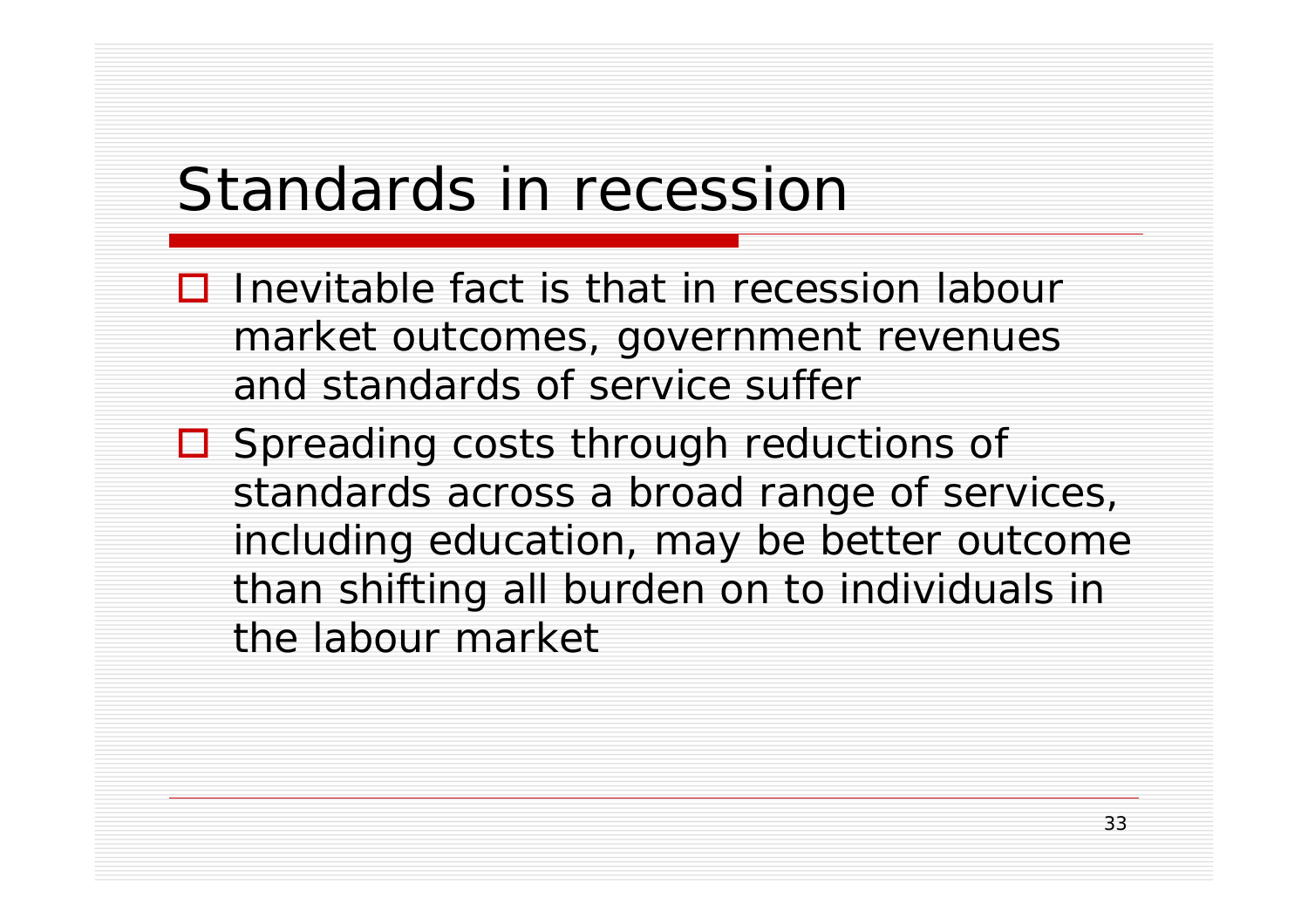# Standards in recession

- Inevitable fact is that in recession labour market outcomes, government revenues and standards of service suffer
- Spreading costs through reductions of standards across a broad range of services, including education, may be better outcome than shifting all burden on to individuals in the labour market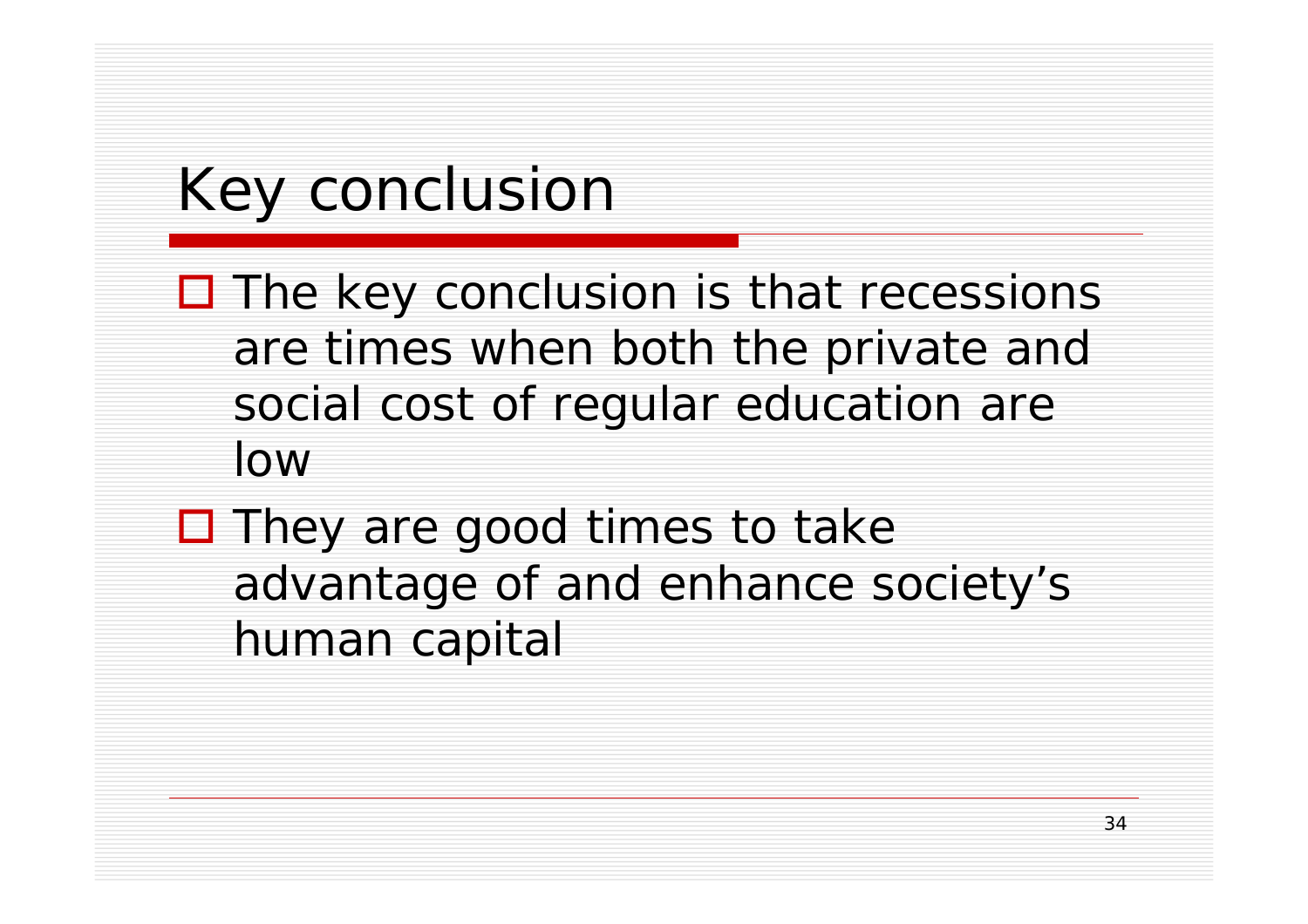# Key conclusion

- The key conclusion is that recessions are times when both the private and social cost of regular education are low
- They are good times to take advantage of and enhance society's human capital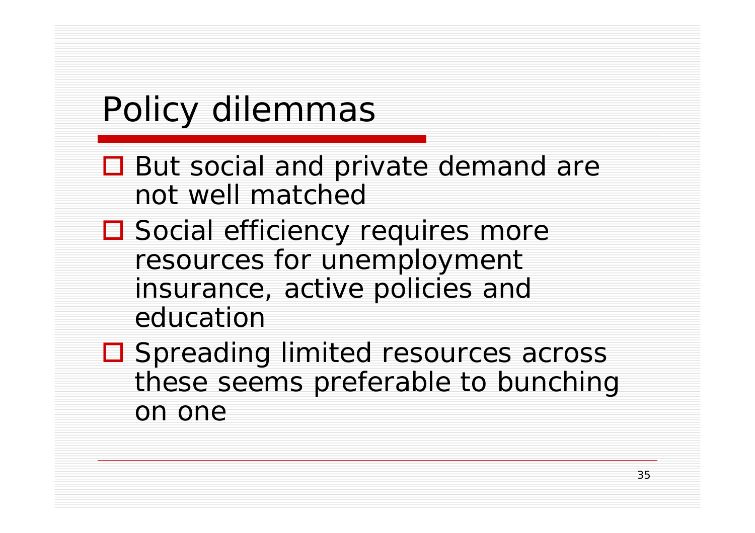# Policy dilemmas

- But social and private demand are not well matched
- Social efficiency requires more resources for unemployment insurance, active policies and education
- Spreading limited resources across these seems preferable to bunching on one